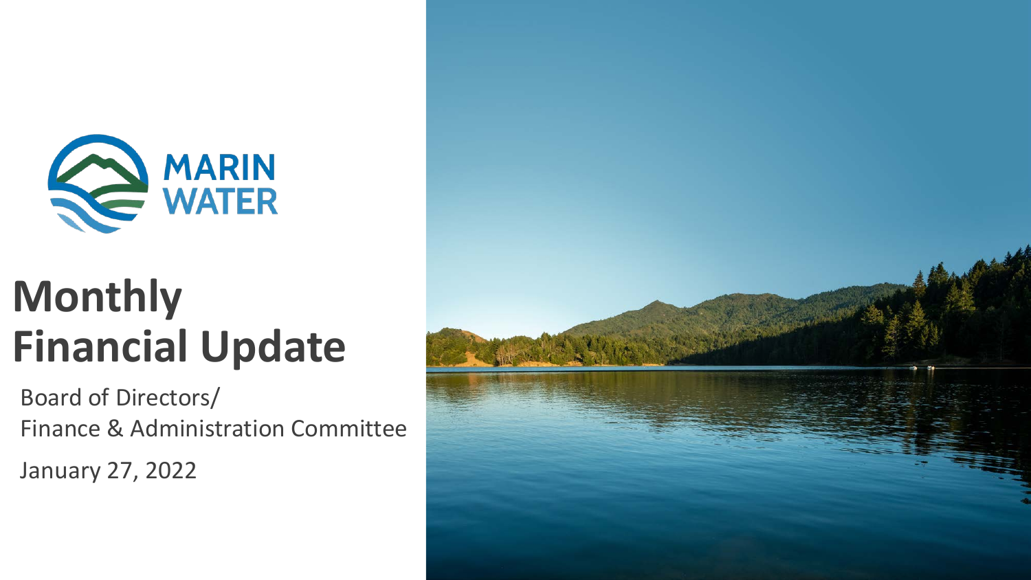MARIN WATER

# Monthly Financial Update

Board of Directors/
Finance & Administration Committee

January 27, 2022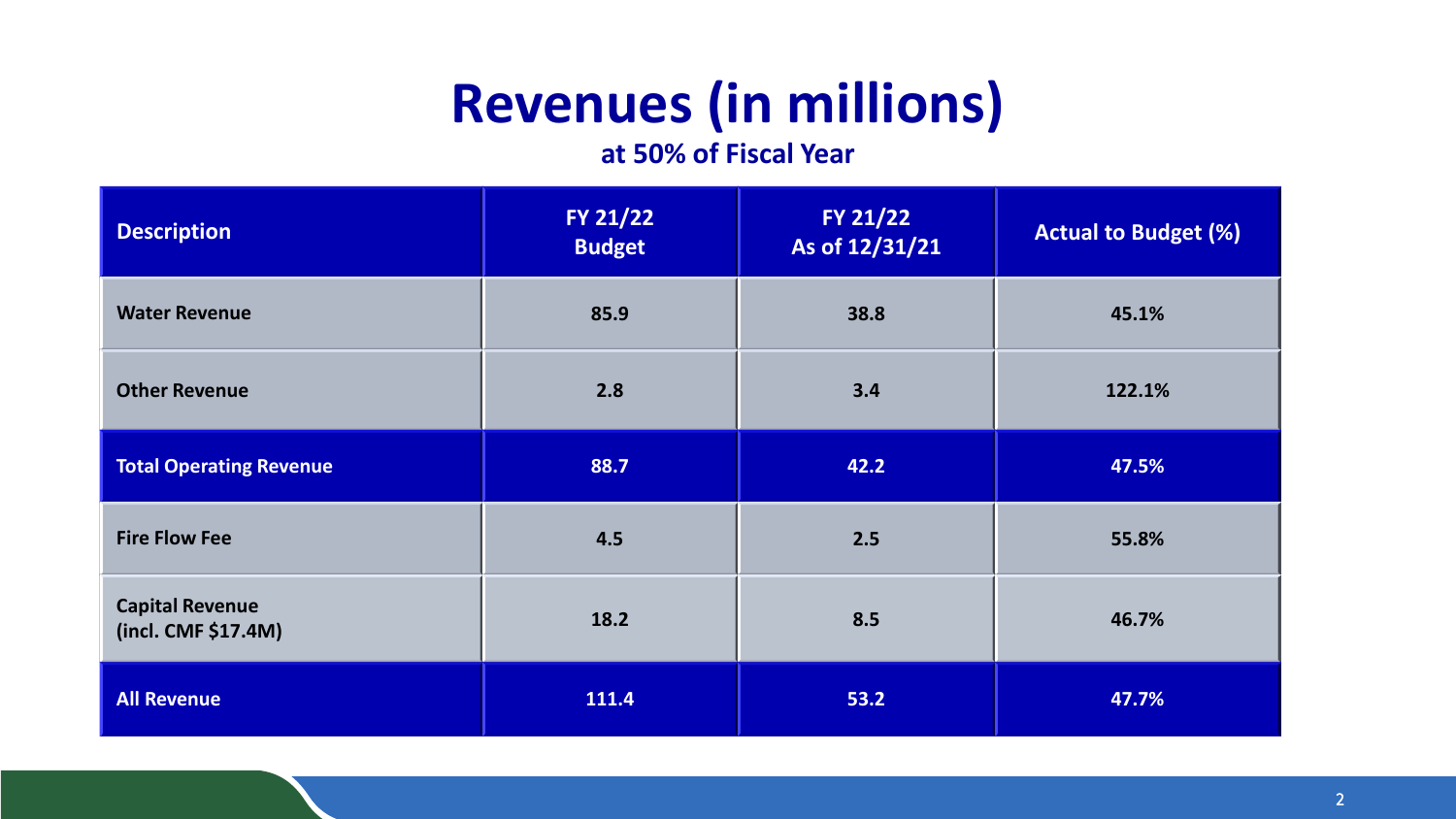# Revenues (in millions)

**at 50% of Fiscal Year**

| Description | FY 21/22 Budget | FY 21/22 As of 12/31/21 | Actual to Budget (%) |
|---|---|---|---|
| Water Revenue | 85.9 | 38.8 | 45.1% |
| Other Revenue | 2.8 | 3.4 | 122.1% |
| Total Operating Revenue | 88.7 | 42.2 | 47.5% |
| Fire Flow Fee | 4.5 | 2.5 | 55.8% |
| Capital Revenue (incl. CMF $17.4M) | 18.2 | 8.5 | 46.7% |
| All Revenue | 111.4 | 53.2 | 47.7% |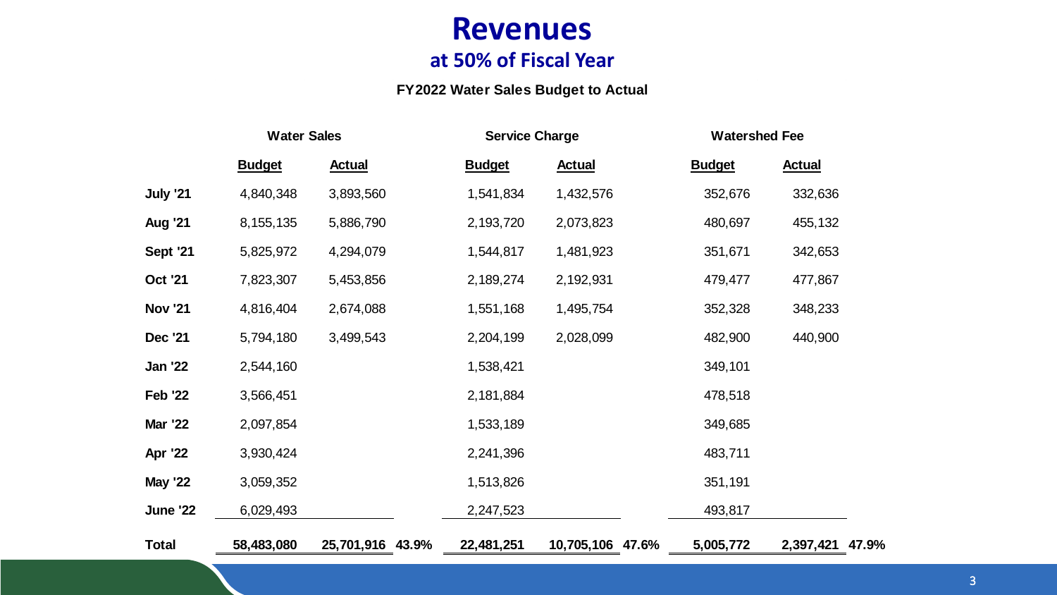# Revenues

## at 50% of Fiscal Year

**FY2022 Water Sales Budget to Actual**

| | Water Sales | | | Service Charge | | | Watershed Fee | | |
|---|---|---|---|---|---|---|---|---|---|
| | **Budget** | **Actual** | | **Budget** | **Actual** | | **Budget** | **Actual** | |
| **July '21** | 4,840,348 | 3,893,560 | | 1,541,834 | 1,432,576 | | 352,676 | 332,636 | |
| **Aug '21** | 8,155,135 | 5,886,790 | | 2,193,720 | 2,073,823 | | 480,697 | 455,132 | |
| **Sept '21** | 5,825,972 | 4,294,079 | | 1,544,817 | 1,481,923 | | 351,671 | 342,653 | |
| **Oct '21** | 7,823,307 | 5,453,856 | | 2,189,274 | 2,192,931 | | 479,477 | 477,867 | |
| **Nov '21** | 4,816,404 | 2,674,088 | | 1,551,168 | 1,495,754 | | 352,328 | 348,233 | |
| **Dec '21** | 5,794,180 | 3,499,543 | | 2,204,199 | 2,028,099 | | 482,900 | 440,900 | |
| **Jan '22** | 2,544,160 | | | 1,538,421 | | | 349,101 | | |
| **Feb '22** | 3,566,451 | | | 2,181,884 | | | 478,518 | | |
| **Mar '22** | 2,097,854 | | | 1,533,189 | | | 349,685 | | |
| **Apr '22** | 3,930,424 | | | 2,241,396 | | | 483,711 | | |
| **May '22** | 3,059,352 | | | 1,513,826 | | | 351,191 | | |
| **June '22** | 6,029,493 | | | 2,247,523 | | | 493,817 | | |
| **Total** | **58,483,080** | **25,701,916** | **43.9%** | **22,481,251** | **10,705,106** | **47.6%** | **5,005,772** | **2,397,421** | **47.9%** |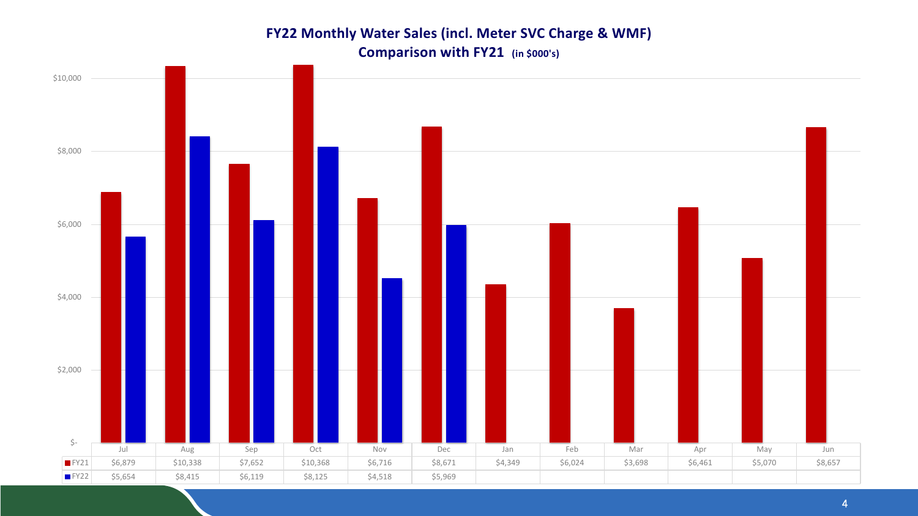## FY22 Monthly Water Sales (incl. Meter SVC Charge & WMF)
## Comparison with FY21 **(in $000's)**

| | Jul | Aug | Sep | Oct | Nov | Dec | Jan | Feb | Mar | Apr | May | Jun |
|---|---|---|---|---|---|---|---|---|---|---|---|---|
| FY21 | $6,879 | $10,338 | $7,652 | $10,368 | $6,716 | $8,671 | $4,349 | $6,024 | $3,698 | $6,461 | $5,070 | $8,657 |
| FY22 | $5,654 | $8,415 | $6,119 | $8,125 | $4,518 | $5,969 | | | | | | |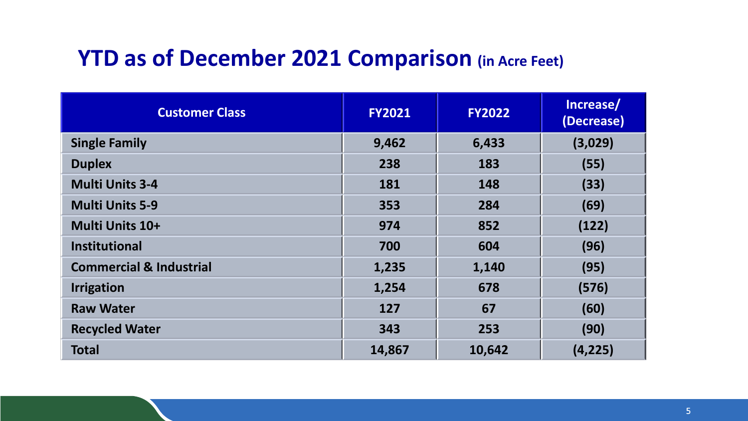# YTD as of December 2021 Comparison (in Acre Feet)

| Customer Class | FY2021 | FY2022 | Increase/ (Decrease) |
|---|---|---|---|
| **Single Family** | **9,462** | **6,433** | **(3,029)** |
| **Duplex** | **238** | **183** | **(55)** |
| **Multi Units 3-4** | **181** | **148** | **(33)** |
| **Multi Units 5-9** | **353** | **284** | **(69)** |
| **Multi Units 10+** | **974** | **852** | **(122)** |
| **Institutional** | **700** | **604** | **(96)** |
| **Commercial & Industrial** | **1,235** | **1,140** | **(95)** |
| **Irrigation** | **1,254** | **678** | **(576)** |
| **Raw Water** | **127** | **67** | **(60)** |
| **Recycled Water** | **343** | **253** | **(90)** |
| **Total** | **14,867** | **10,642** | **(4,225)** |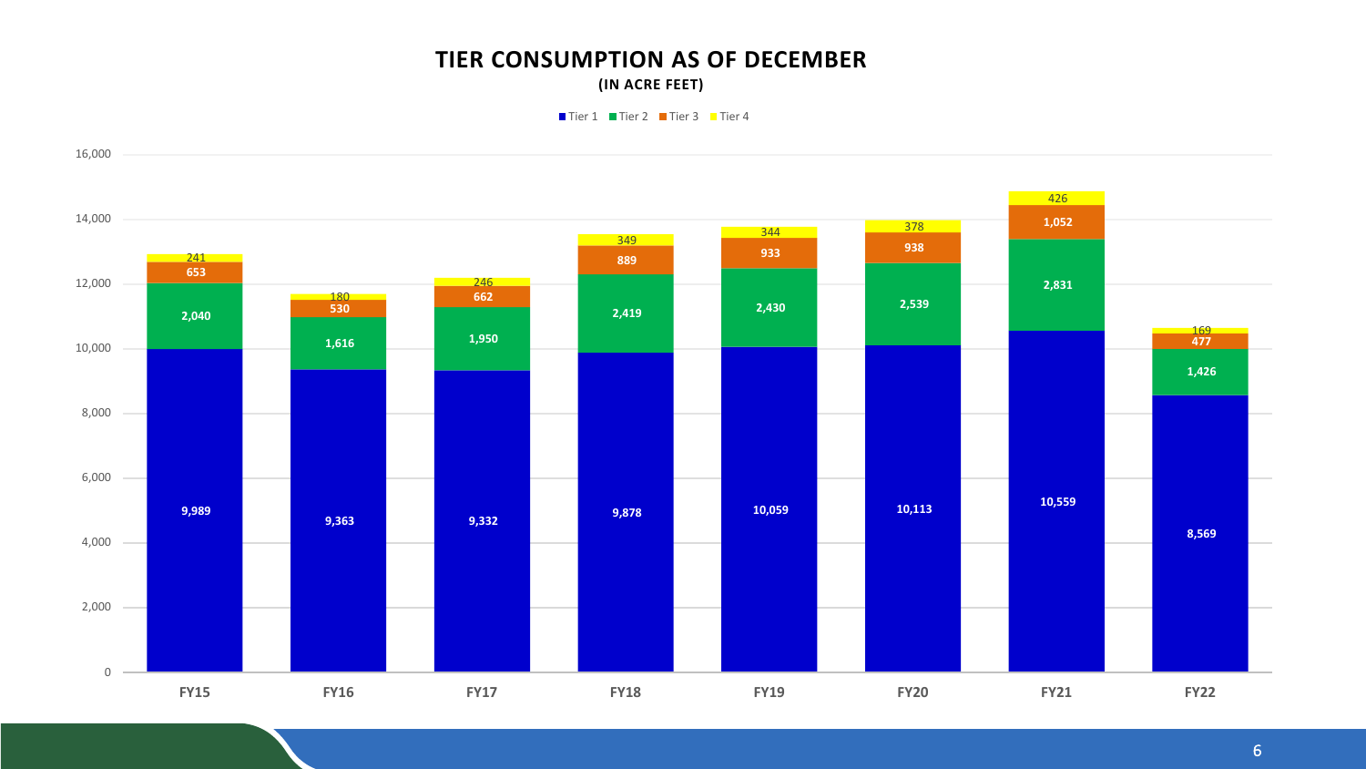## TIER CONSUMPTION AS OF DECEMBER

**(IN ACRE FEET)**

| | FY15 | FY16 | FY17 | FY18 | FY19 | FY20 | FY21 | FY22 |
|---|---|---|---|---|---|---|---|---|
| Tier 1 | 9,989 | 9,363 | 9,332 | 9,878 | 10,059 | 10,113 | 10,559 | 8,569 |
| Tier 2 | 2,040 | 1,616 | 1,950 | 2,419 | 2,430 | 2,539 | 2,831 | 1,426 |
| Tier 3 | 653 | 530 | 662 | 889 | 933 | 938 | 1,052 | 477 |
| Tier 4 | 241 | 180 | 246 | 349 | 344 | 378 | 426 | 169 |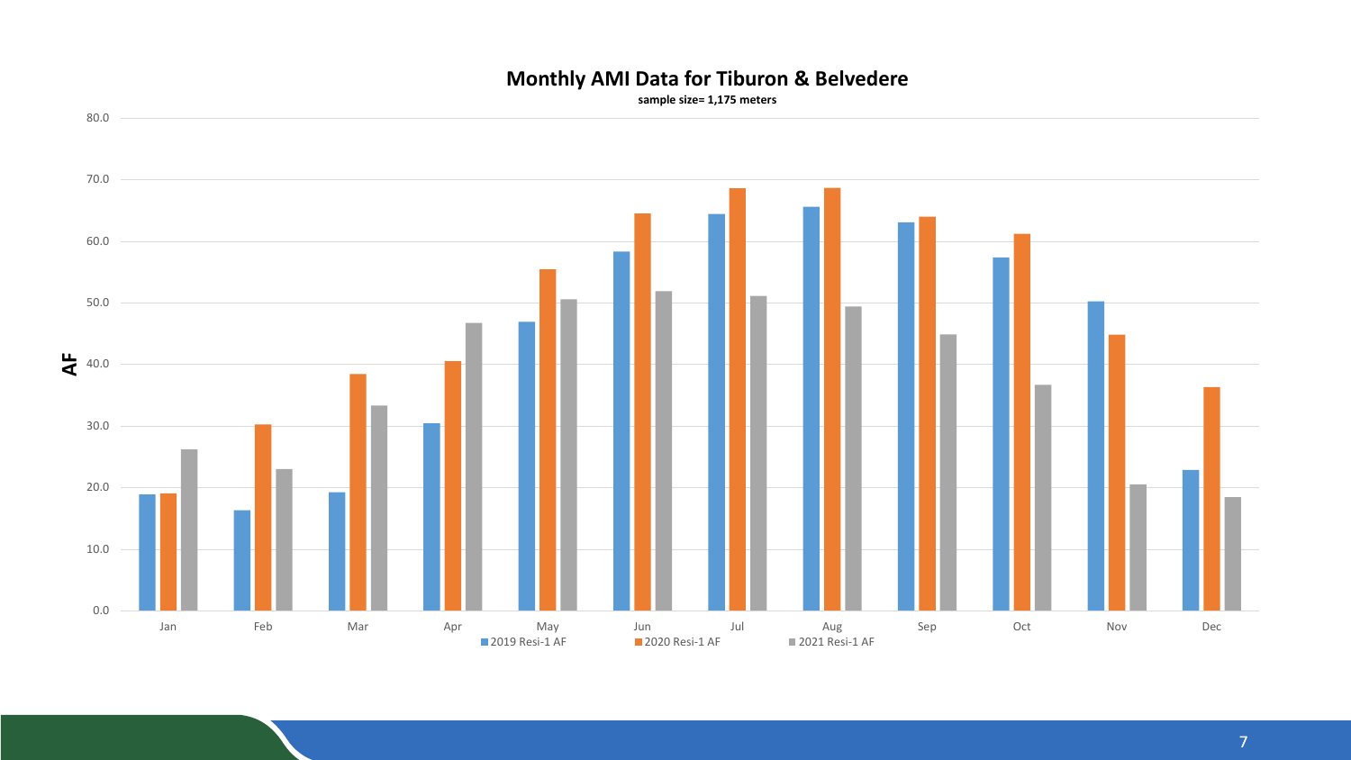## Monthly AMI Data for Tiburon & Belvedere

**sample size= 1,175 meters**

AF

80.0
70.0
60.0
50.0
40.0
30.0
20.0
10.0
0.0

Jan Feb Mar Apr May Jun Jul Aug Sep Oct Nov Dec

2019 Resi-1 AF  2020 Resi-1 AF  2021 Resi-1 AF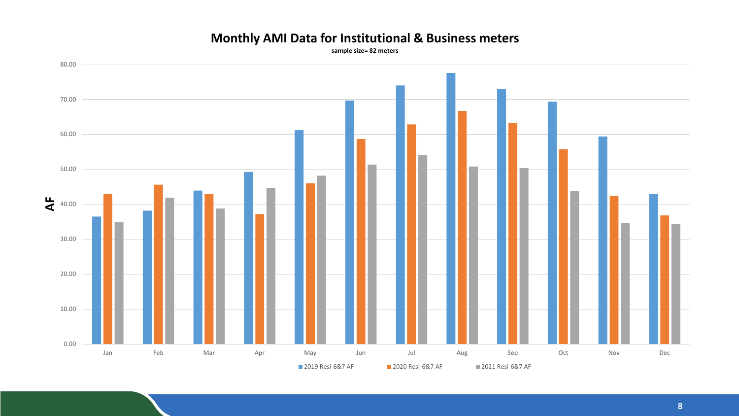# Monthly AMI Data for Institutional & Business meters

**sample size= 82 meters**

AF

80.00
70.00
60.00
50.00
40.00
30.00
20.00
10.00
0.00

Jan Feb Mar Apr May Jun Jul Aug Sep Oct Nov Dec

2019 Resi-6&7 AF
2020 Resi-6&7 AF
2021 Resi-6&7 AF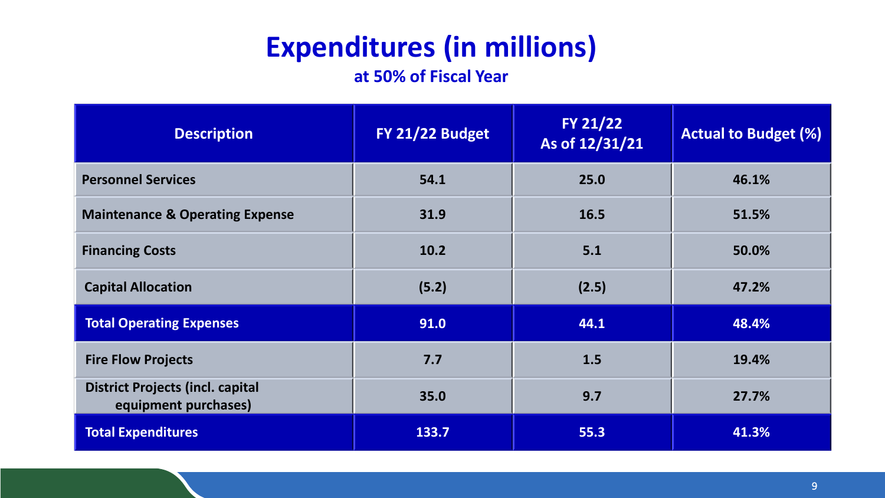# Expenditures (in millions)

### at 50% of Fiscal Year

| Description | FY 21/22 Budget | FY 21/22 As of 12/31/21 | Actual to Budget (%) |
|---|---|---|---|
| **Personnel Services** | **54.1** | **25.0** | **46.1%** |
| **Maintenance & Operating Expense** | **31.9** | **16.5** | **51.5%** |
| **Financing Costs** | **10.2** | **5.1** | **50.0%** |
| **Capital Allocation** | **(5.2)** | **(2.5)** | **47.2%** |
| **Total Operating Expenses** | **91.0** | **44.1** | **48.4%** |
| **Fire Flow Projects** | **7.7** | **1.5** | **19.4%** |
| **District Projects (incl. capital equipment purchases)** | **35.0** | **9.7** | **27.7%** |
| **Total Expenditures** | **133.7** | **55.3** | **41.3%** |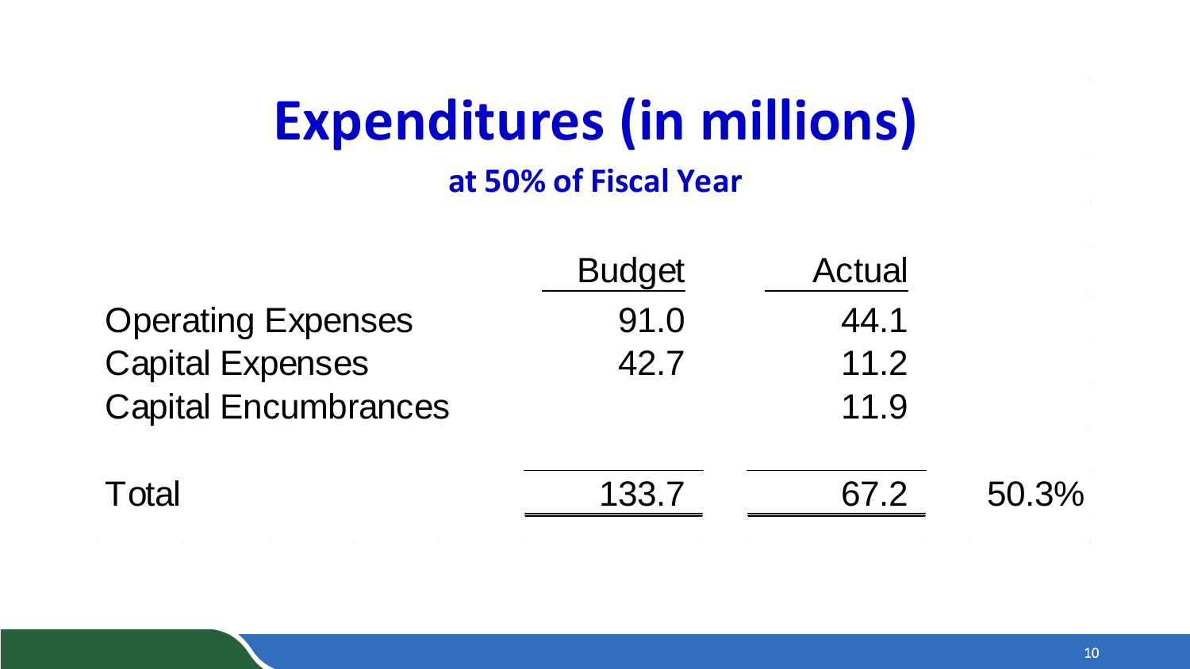# Expenditures (in millions)

## at 50% of Fiscal Year

| | Budget | Actual | |
|---|---|---|---|
| Operating Expenses | 91.0 | 44.1 | |
| Capital Expenses | 42.7 | 11.2 | |
| Capital Encumbrances | | 11.9 | |
| Total | 133.7 | 67.2 | 50.3% |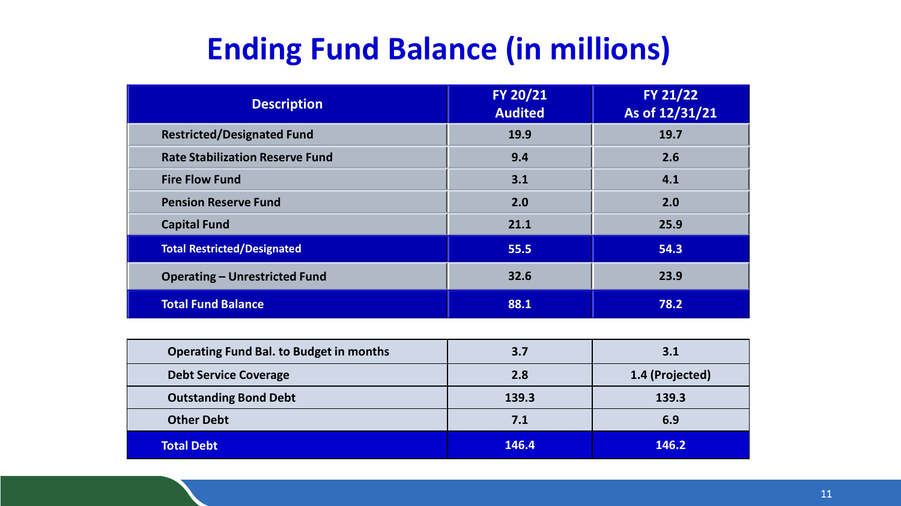# Ending Fund Balance (in millions)

| Description | FY 20/21 Audited | FY 21/22 As of 12/31/21 |
|---|---|---|
| Restricted/Designated Fund | 19.9 | 19.7 |
| Rate Stabilization Reserve Fund | 9.4 | 2.6 |
| Fire Flow Fund | 3.1 | 4.1 |
| Pension Reserve Fund | 2.0 | 2.0 |
| Capital Fund | 21.1 | 25.9 |
| **Total Restricted/Designated** | **55.5** | **54.3** |
| Operating – Unrestricted Fund | 32.6 | 23.9 |
| **Total Fund Balance** | **88.1** | **78.2** |

| | | |
|---|---|---|
| Operating Fund Bal. to Budget in months | 3.7 | 3.1 |
| Debt Service Coverage | 2.8 | 1.4 (Projected) |
| Outstanding Bond Debt | 139.3 | 139.3 |
| Other Debt | 7.1 | 6.9 |
| **Total Debt** | **146.4** | **146.2** |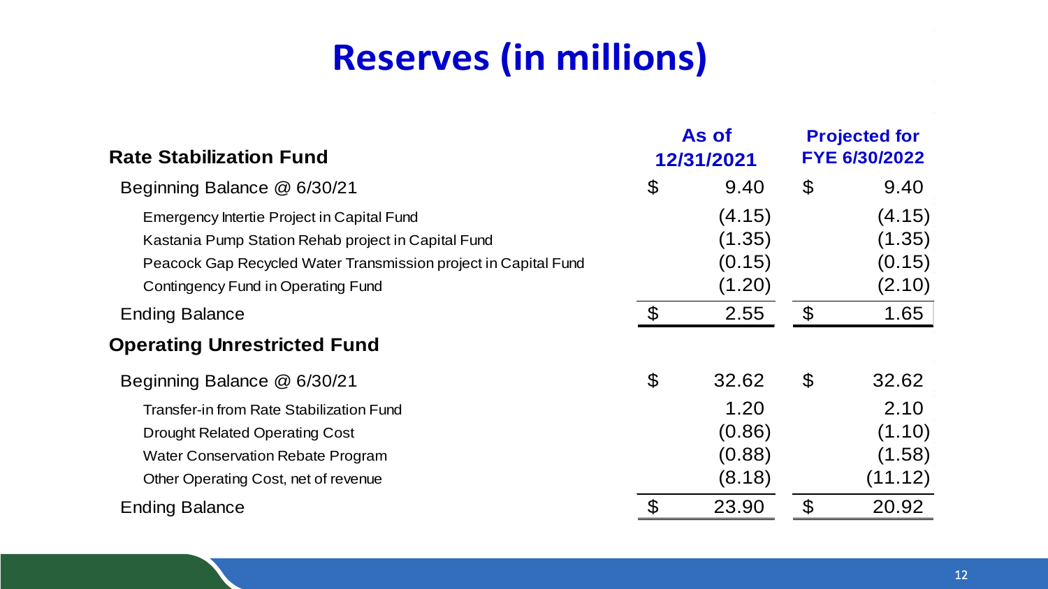# Reserves (in millions)

| Rate Stabilization Fund | As of 12/31/2021 | Projected for FYE 6/30/2022 |
|---|---|---|
| Beginning Balance @ 6/30/21 | $ 9.40 | $ 9.40 |
| Emergency Intertie Project in Capital Fund | (4.15) | (4.15) |
| Kastania Pump Station Rehab project in Capital Fund | (1.35) | (1.35) |
| Peacock Gap Recycled Water Transmission project in Capital Fund | (0.15) | (0.15) |
| Contingency Fund in Operating Fund | (1.20) | (2.10) |
| Ending Balance | $ 2.55 | $ 1.65 |
| **Operating Unrestricted Fund** | | |
| Beginning Balance @ 6/30/21 | $ 32.62 | $ 32.62 |
| Transfer-in from Rate Stabilization Fund | 1.20 | 2.10 |
| Drought Related Operating Cost | (0.86) | (1.10) |
| Water Conservation Rebate Program | (0.88) | (1.58) |
| Other Operating Cost, net of revenue | (8.18) | (11.12) |
| Ending Balance | $ 23.90 | $ 20.92 |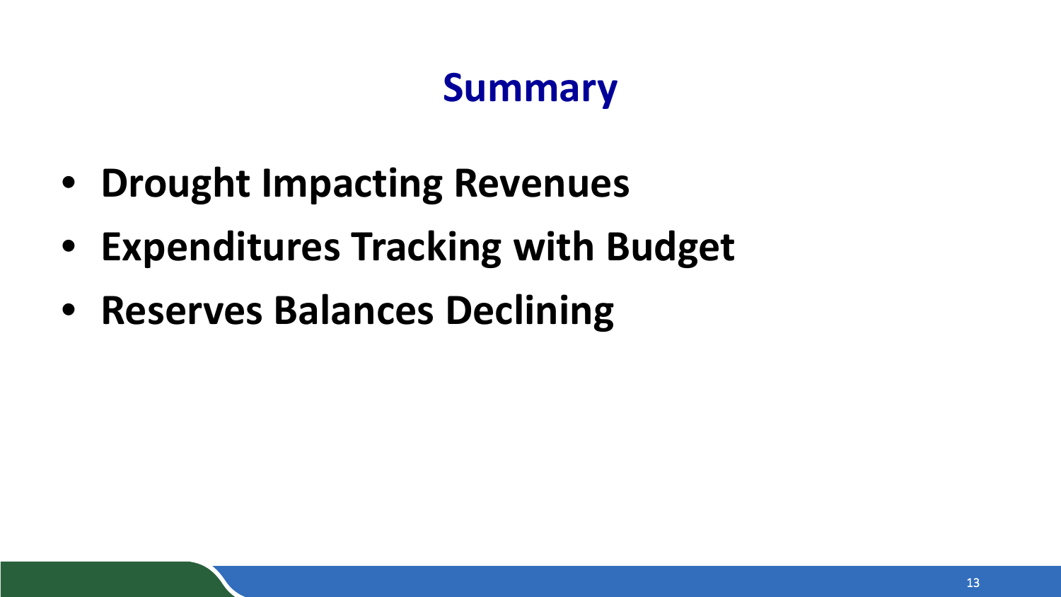# Summary

- **Drought Impacting Revenues**
- **Expenditures Tracking with Budget**
- **Reserves Balances Declining**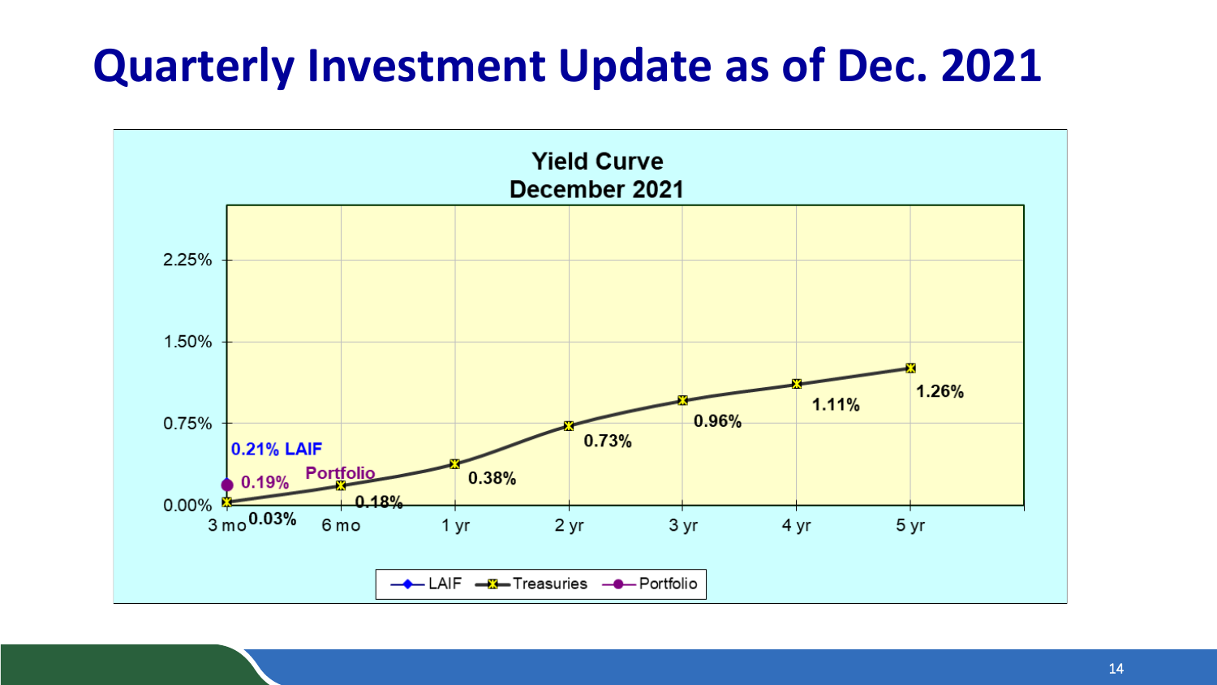# Quarterly Investment Update as of Dec. 2021

Yield Curve
December 2021

2.25%
1.50%
0.75%
0.00%

3 mo
6 mo
1 yr
2 yr
3 yr
4 yr
5 yr

0.21% LAIF
0.19%
Portfolio
0.03%
0.18%
0.38%
0.73%
0.96%
1.11%
1.26%

LAIF
Treasuries
Portfolio